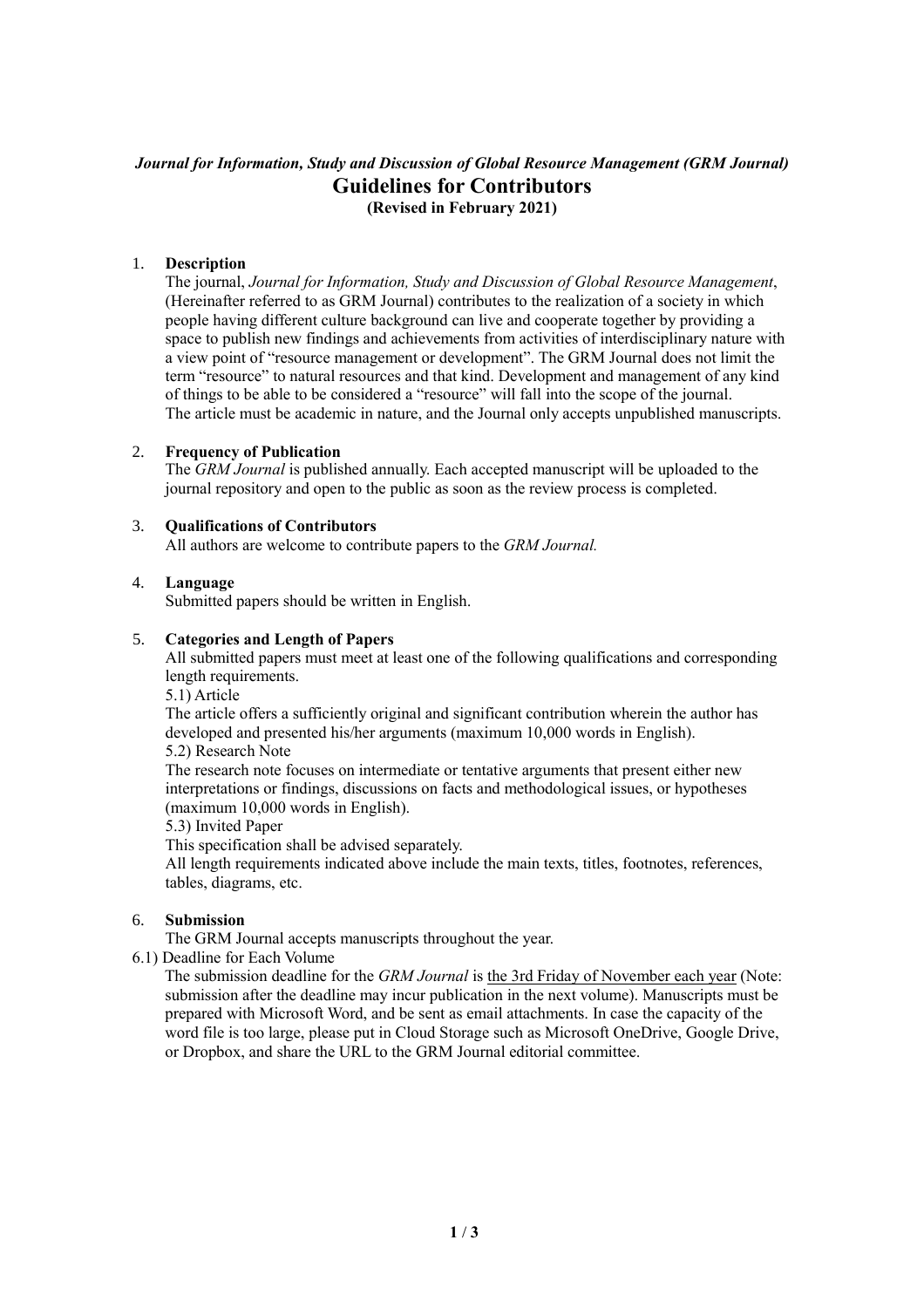*Journal for Information, Study and Discussion of Global Resource Management (GRM Journal)*

# Guidelines for Contributors

**(Revised in February 2021)**

## 1. Description

The journal, *Journal for Information, Study and Discussion of Global Resource Management*, (Hereinafter referred to as GRM Journal) contributes to the realization of a society in which people having different culture background can live and cooperate together by providing a space to publish new findings and achievements from activities of interdisciplinary nature with a view point of "resource management or development". The GRM Journal does not limit the term "resource" to natural resources and that kind. Development and management of any kind of things to be able to be considered a "resource" will fall into the scope of the journal.

The article must be academic in nature, and the Journal only accepts unpublished manuscripts.

## 2. Frequency of Publication

The *GRM Journal* is published annually. Each accepted manuscript will be uploaded to the journal repository and open to the public as soon as the review process is completed.

## 3. Qualifications of Contributors

All authors are welcome to contribute papers to the *GRM Journal.*

## 4. Language

Submitted papers should be written in English.

## 5. Categories and Length of Papers

All submitted papers must meet at least one of the following qualifications and corresponding length requirements.

5.1) Article

The article offers a sufficiently original and significant contribution wherein the author has developed and presented his/her arguments (maximum 10,000 words in English).

5.2) Research Note

The research note focuses on intermediate or tentative arguments that present either new interpretations or findings, discussions on facts and methodological issues, or hypotheses (maximum 10,000 words in English).

5.3) Invited Paper

This specification shall be advised separately.

All length requirements indicated above include the main texts, titles, footnotes, references, tables, diagrams, etc.

## 6. Submission

The GRM Journal accepts manuscripts throughout the year.

6.1) Deadline for Each Volume

The submission deadline for the *GRM Journal* is the 3rd Friday of November each year (Note: submission after the deadline may incur publication in the next volume). Manuscripts must be prepared with Microsoft Word, and be sent as email attachments. In case the capacity of the word file is too large, please put in Cloud Storage such as Microsoft OneDrive, Google Drive, or Dropbox, and share the URL to the GRM Journal editorial committee.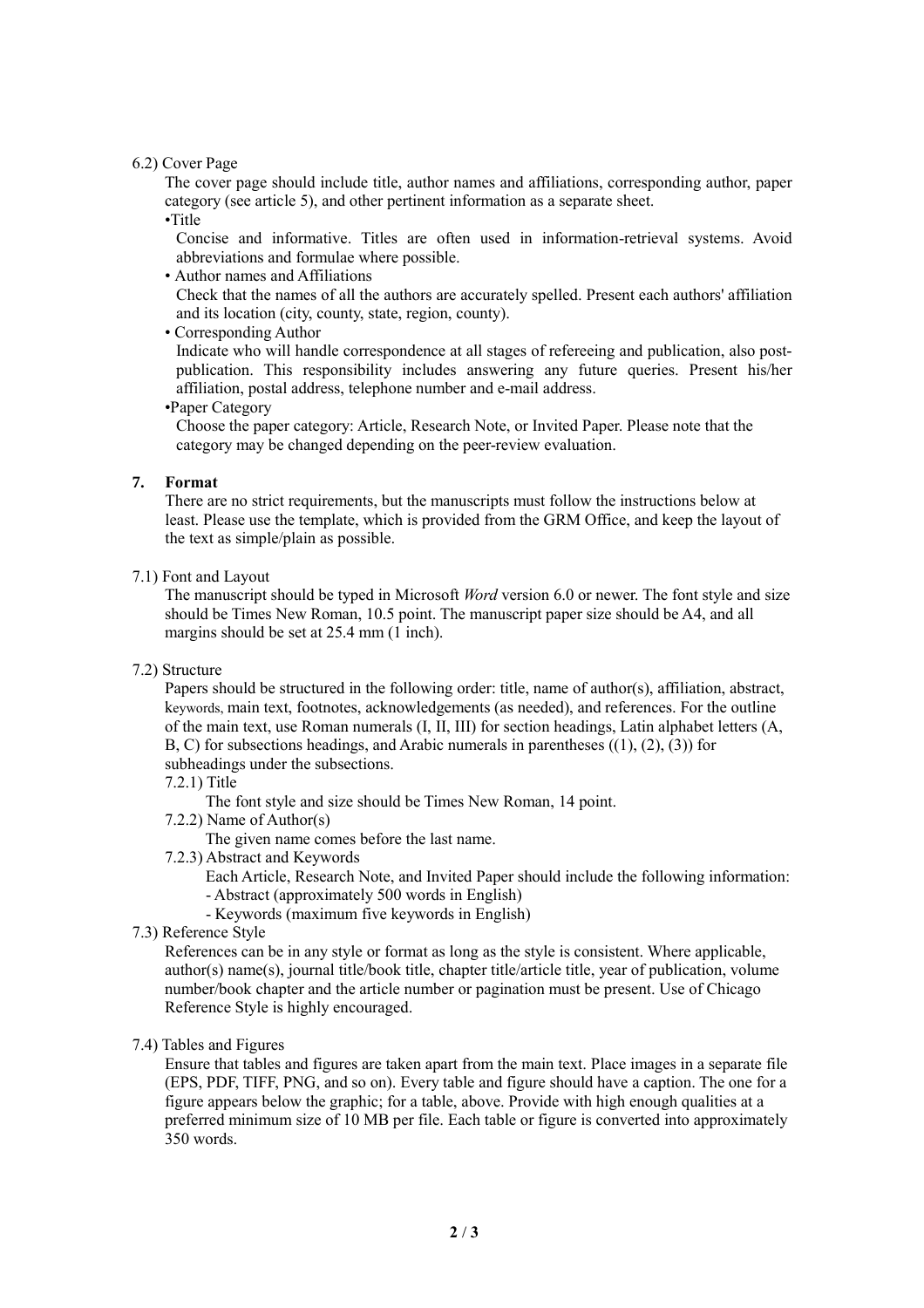6.2) Cover Page

The cover page should include title, author names and affiliations, corresponding author, paper category (see article 5), and other pertinent information as a separate sheet.

•Title

Concise and informative. Titles are often used in information-retrieval systems. Avoid abbreviations and formulae where possible.

• Author names and Affiliations

Check that the names of all the authors are accurately spelled. Present each authors' affiliation and its location (city, county, state, region, county).

• Corresponding Author

Indicate who will handle correspondence at all stages of refereeing and publication, also post-publication. This responsibility includes answering any future queries. Present his/her affiliation, postal address, telephone number and e-mail address.

•Paper Category

Choose the paper category: Article, Research Note, or Invited Paper. Please note that the category may be changed depending on the peer-review evaluation.

## 7. Format

There are no strict requirements, but the manuscripts must follow the instructions below at least. Please use the template, which is provided from the GRM Office, and keep the layout of the text as simple/plain as possible.

7.1) Font and Layout

The manuscript should be typed in Microsoft *Word* version 6.0 or newer. The font style and size should be Times New Roman, 10.5 point. The manuscript paper size should be A4, and all margins should be set at 25.4 mm (1 inch).

7.2) Structure

Papers should be structured in the following order: title, name of author(s), affiliation, abstract, keywords, main text, footnotes, acknowledgements (as needed), and references. For the outline of the main text, use Roman numerals (I, II, III) for section headings, Latin alphabet letters (A, B, C) for subsections headings, and Arabic numerals in parentheses ((1), (2), (3)) for subheadings under the subsections.

7.2.1) Title

The font style and size should be Times New Roman, 14 point.

7.2.2) Name of Author(s)

The given name comes before the last name.

7.2.3) Abstract and Keywords

Each Article, Research Note, and Invited Paper should include the following information:

- Abstract (approximately 500 words in English)
- Keywords (maximum five keywords in English)

7.3) Reference Style

References can be in any style or format as long as the style is consistent. Where applicable, author(s) name(s), journal title/book title, chapter title/article title, year of publication, volume number/book chapter and the article number or pagination must be present. Use of Chicago Reference Style is highly encouraged.

7.4) Tables and Figures

Ensure that tables and figures are taken apart from the main text. Place images in a separate file (EPS, PDF, TIFF, PNG, and so on). Every table and figure should have a caption. The one for a figure appears below the graphic; for a table, above. Provide with high enough qualities at a preferred minimum size of 10 MB per file. Each table or figure is converted into approximately 350 words.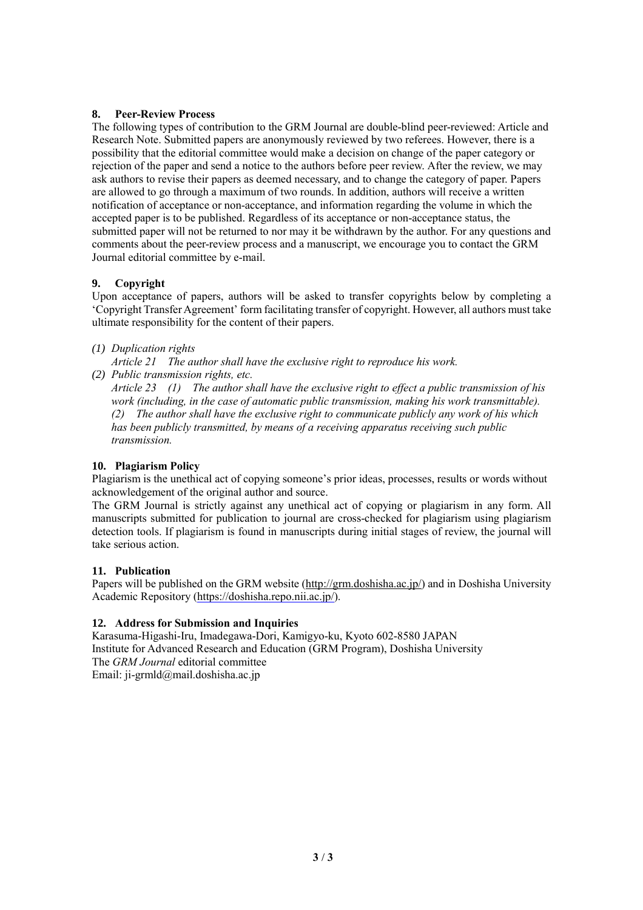## 8. Peer-Review Process

The following types of contribution to the GRM Journal are double-blind peer-reviewed: Article and Research Note. Submitted papers are anonymously reviewed by two referees. However, there is a possibility that the editorial committee would make a decision on change of the paper category or rejection of the paper and send a notice to the authors before peer review. After the review, we may ask authors to revise their papers as deemed necessary, and to change the category of paper. Papers are allowed to go through a maximum of two rounds. In addition, authors will receive a written notification of acceptance or non-acceptance, and information regarding the volume in which the accepted paper is to be published. Regardless of its acceptance or non-acceptance status, the submitted paper will not be returned to nor may it be withdrawn by the author. For any questions and comments about the peer-review process and a manuscript, we encourage you to contact the GRM Journal editorial committee by e-mail.

## 9. Copyright

Upon acceptance of papers, authors will be asked to transfer copyrights below by completing a 'Copyright Transfer Agreement' form facilitating transfer of copyright. However, all authors must take ultimate responsibility for the content of their papers.

*(1) Duplication rights*

*Article 21　The author shall have the exclusive right to reproduce his work.*

*(2) Public transmission rights, etc.*

*Article 23　(1)　The author shall have the exclusive right to effect a public transmission of his work (including, in the case of automatic public transmission, making his work transmittable).*
*(2)　The author shall have the exclusive right to communicate publicly any work of his which has been publicly transmitted, by means of a receiving apparatus receiving such public transmission.*

## 10. Plagiarism Policy

Plagiarism is the unethical act of copying someone's prior ideas, processes, results or words without acknowledgement of the original author and source.

The GRM Journal is strictly against any unethical act of copying or plagiarism in any form. All manuscripts submitted for publication to journal are cross-checked for plagiarism using plagiarism detection tools. If plagiarism is found in manuscripts during initial stages of review, the journal will take serious action.

## 11. Publication

Papers will be published on the GRM website (http://grm.doshisha.ac.jp/) and in Doshisha University Academic Repository (https://doshisha.repo.nii.ac.jp/).

## 12. Address for Submission and Inquiries

Karasuma-Higashi-Iru, Imadegawa-Dori, Kamigyo-ku, Kyoto 602-8580 JAPAN
Institute for Advanced Research and Education (GRM Program), Doshisha University
The *GRM Journal* editorial committee
Email: ji-grmld@mail.doshisha.ac.jp